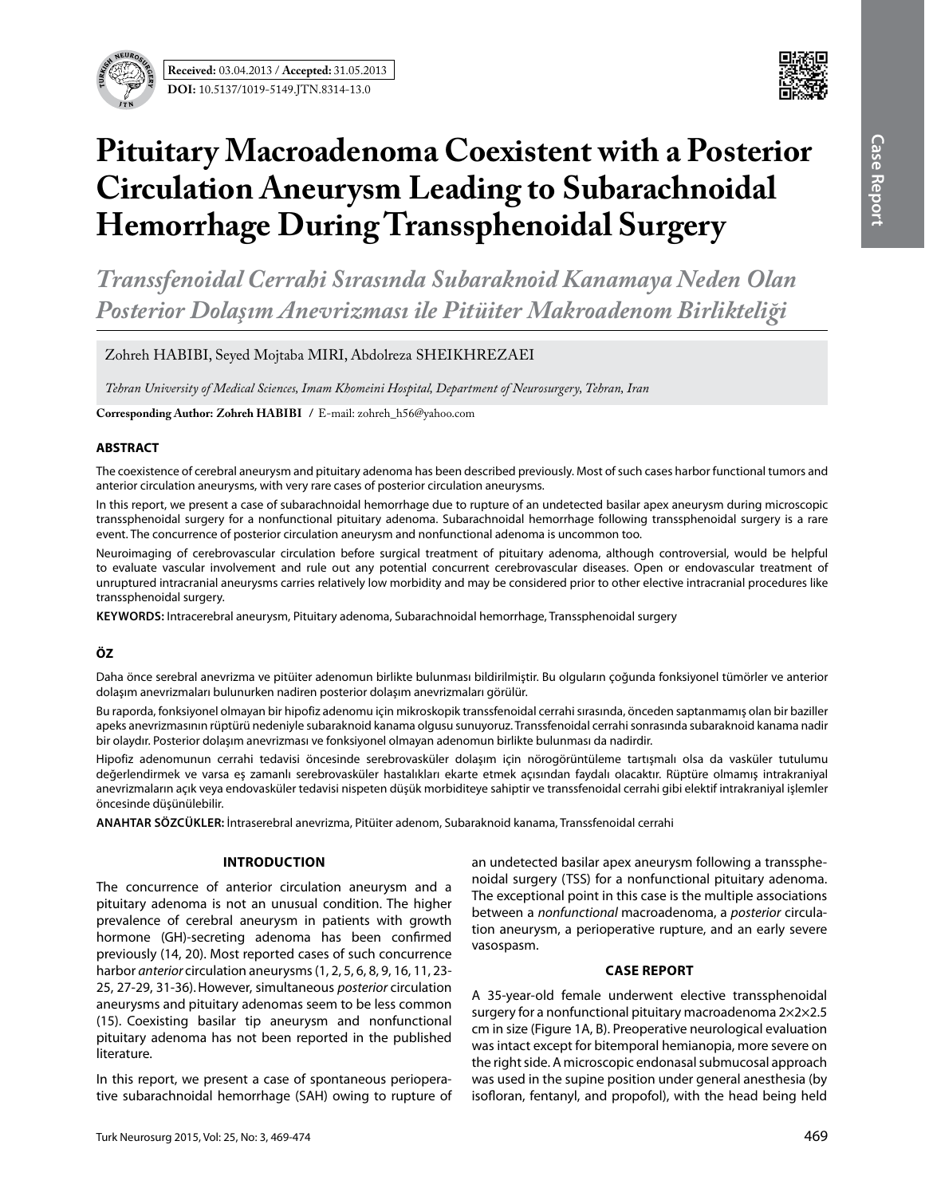Received: 03.04.2013 / Accepted: 31.05.2013

DOI: 10.5137/1019-5149.JTN.8314-13.0

# Pituitary Macroadenoma Coexistent with a Posterior Circulation Aneurysm Leading to Subarachnoidal Hemorrhage During Transsphenoidal Surgery

*Transsfenoidal Cerrahi Sırasında Subaraknoid Kanamaya Neden Olan Posterior Dolaşım Anevrizması ile Pitüiter Makroadenom Birlikteliği*

Zohreh HABIBI, Seyed Mojtaba MIRI, Abdolreza SHEIKHREZAEI

*Tehran University of Medical Sciences, Imam Khomeini Hospital, Department of Neurosurgery, Tehran, Iran*

**Corresponding Author: Zohreh HABIBI** / E-mail: zohreh_h56@yahoo.com

## ABSTRACT

The coexistence of cerebral aneurysm and pituitary adenoma has been described previously. Most of such cases harbor functional tumors and anterior circulation aneurysms, with very rare cases of posterior circulation aneurysms.

In this report, we present a case of subarachnoidal hemorrhage due to rupture of an undetected basilar apex aneurysm during microscopic transsphenoidal surgery for a nonfunctional pituitary adenoma. Subarachnoidal hemorrhage following transsphenoidal surgery is a rare event. The concurrence of posterior circulation aneurysm and nonfunctional adenoma is uncommon too.

Neuroimaging of cerebrovascular circulation before surgical treatment of pituitary adenoma, although controversial, would be helpful to evaluate vascular involvement and rule out any potential concurrent cerebrovascular diseases. Open or endovascular treatment of unruptured intracranial aneurysms carries relatively low morbidity and may be considered prior to other elective intracranial procedures like transsphenoidal surgery.

**KEYWORDS:** Intracerebral aneurysm, Pituitary adenoma, Subarachnoidal hemorrhage, Transsphenoidal surgery

## ÖZ

Daha önce serebral anevrizma ve pitüiter adenomun birlikte bulunması bildirilmiştir. Bu olguların çoğunda fonksiyonel tümörler ve anterior dolaşım anevrizmaları bulunurken nadiren posterior dolaşım anevrizmaları görülür.

Bu raporda, fonksiyonel olmayan bir hipofiz adenomu için mikroskopik transsfenoidal cerrahi sırasında, önceden saptanmamış olan bir baziller apeks anevrizmasının rüptürü nedeniyle subaraknoid kanama olgusu sunuyoruz. Transsfenoidal cerrahi sonrasında subaraknoid kanama nadir bir olaydır. Posterior dolaşım anevrizması ve fonksiyonel olmayan adenomun birlikte bulunması da nadirdir.

Hipofiz adenomunun cerrahi tedavisi öncesinde serebrovasküler dolaşım için nörogörüntüleme tartışmalı olsa da vasküler tutulumu değerlendirmek ve varsa eş zamanlı serebrovasküler hastalıkları ekarte etmek açısından faydalı olacaktır. Rüptüre olmamış intrakraniyal anevrizmaların açık veya endovasküler tedavisi nispeten düşük morbiditeye sahiptir ve transsfenoidal cerrahi gibi elektif intrakraniyal işlemler öncesinde düşünülebilir.

**ANAHTAR SÖZCÜKLER:** İntraserebral anevrizma, Pitüiter adenom, Subaraknoid kanama, Transsfenoidal cerrahi

## INTRODUCTION

The concurrence of anterior circulation aneurysm and a pituitary adenoma is not an unusual condition. The higher prevalence of cerebral aneurysm in patients with growth hormone (GH)-secreting adenoma has been confirmed previously (14, 20). Most reported cases of such concurrence harbor *anterior* circulation aneurysms (1, 2, 5, 6, 8, 9, 16, 11, 23-25, 27-29, 31-36). However, simultaneous *posterior* circulation aneurysms and pituitary adenomas seem to be less common (15). Coexisting basilar tip aneurysm and nonfunctional pituitary adenoma has not been reported in the published literature.

In this report, we present a case of spontaneous perioperative subarachnoidal hemorrhage (SAH) owing to rupture of an undetected basilar apex aneurysm following a transsphenoidal surgery (TSS) for a nonfunctional pituitary adenoma. The exceptional point in this case is the multiple associations between a *nonfunctional* macroadenoma, a *posterior* circulation aneurysm, a perioperative rupture, and an early severe vasospasm.

## CASE REPORT

A 35-year-old female underwent elective transsphenoidal surgery for a nonfunctional pituitary macroadenoma 2×2×2.5 cm in size (Figure 1A, B). Preoperative neurological evaluation was intact except for bitemporal hemianopia, more severe on the right side. A microscopic endonasal submucosal approach was used in the supine position under general anesthesia (by isofloran, fentanyl, and propofol), with the head being held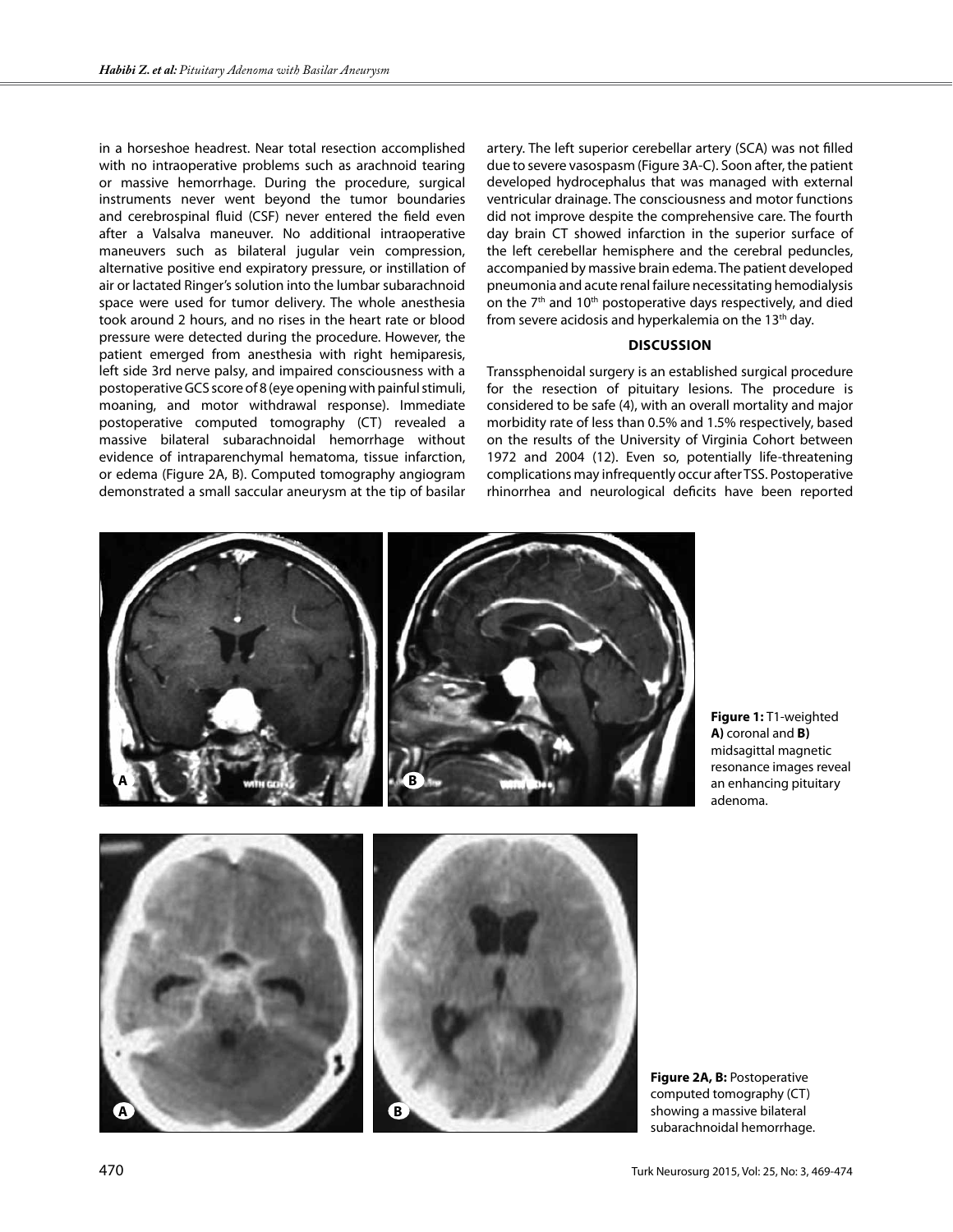in a horseshoe headrest. Near total resection accomplished with no intraoperative problems such as arachnoid tearing or massive hemorrhage. During the procedure, surgical instruments never went beyond the tumor boundaries and cerebrospinal fluid (CSF) never entered the field even after a Valsalva maneuver. No additional intraoperative maneuvers such as bilateral jugular vein compression, alternative positive end expiratory pressure, or instillation of air or lactated Ringer's solution into the lumbar subarachnoid space were used for tumor delivery. The whole anesthesia took around 2 hours, and no rises in the heart rate or blood pressure were detected during the procedure. However, the patient emerged from anesthesia with right hemiparesis, left side 3rd nerve palsy, and impaired consciousness with a postoperative GCS score of 8 (eye opening with painful stimuli, moaning, and motor withdrawal response). Immediate postoperative computed tomography (CT) revealed a massive bilateral subarachnoidal hemorrhage without evidence of intraparenchymal hematoma, tissue infarction, or edema (Figure 2A, B). Computed tomography angiogram demonstrated a small saccular aneurysm at the tip of basilar artery. The left superior cerebellar artery (SCA) was not filled due to severe vasospasm (Figure 3A-C). Soon after, the patient developed hydrocephalus that was managed with external ventricular drainage. The consciousness and motor functions did not improve despite the comprehensive care. The fourth day brain CT showed infarction in the superior surface of the left cerebellar hemisphere and the cerebral peduncles, accompanied by massive brain edema. The patient developed pneumonia and acute renal failure necessitating hemodialysis on the 7th and 10th postoperative days respectively, and died from severe acidosis and hyperkalemia on the 13th day.

## DISCUSSION

Transsphenoidal surgery is an established surgical procedure for the resection of pituitary lesions. The procedure is considered to be safe (4), with an overall mortality and major morbidity rate of less than 0.5% and 1.5% respectively, based on the results of the University of Virginia Cohort between 1972 and 2004 (12). Even so, potentially life-threatening complications may infrequently occur after TSS. Postoperative rhinorrhea and neurological deficits have been reported

**Figure 1:** T1-weighted **A)** coronal and **B)** midsagittal magnetic resonance images reveal an enhancing pituitary adenoma.

**Figure 2A, B:** Postoperative computed tomography (CT) showing a massive bilateral subarachnoidal hemorrhage.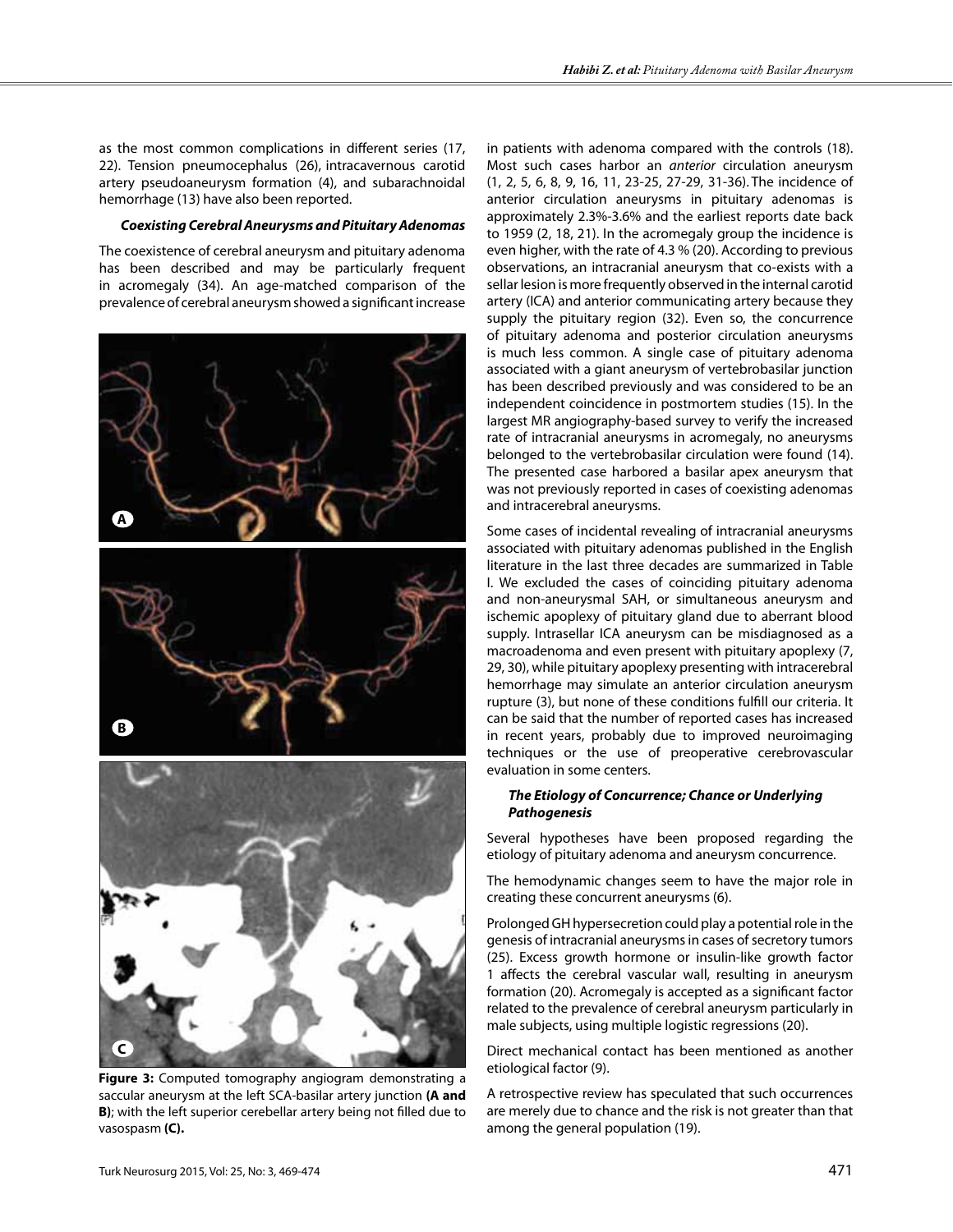as the most common complications in different series (17, 22). Tension pneumocephalus (26), intracavernous carotid artery pseudoaneurysm formation (4), and subarachnoidal hemorrhage (13) have also been reported.

### *Coexisting Cerebral Aneurysms and Pituitary Adenomas*

The coexistence of cerebral aneurysm and pituitary adenoma has been described and may be particularly frequent in acromegaly (34). An age-matched comparison of the prevalence of cerebral aneurysm showed a significant increase in patients with adenoma compared with the controls (18). Most such cases harbor an *anterior* circulation aneurysm (1, 2, 5, 6, 8, 9, 16, 11, 23-25, 27-29, 31-36). The incidence of anterior circulation aneurysms in pituitary adenomas is approximately 2.3%-3.6% and the earliest reports date back to 1959 (2, 18, 21). In the acromegaly group the incidence is even higher, with the rate of 4.3 % (20). According to previous observations, an intracranial aneurysm that co-exists with a sellar lesion is more frequently observed in the internal carotid artery (ICA) and anterior communicating artery because they supply the pituitary region (32). Even so, the concurrence of pituitary adenoma and posterior circulation aneurysms is much less common. A single case of pituitary adenoma associated with a giant aneurysm of vertebrobasilar junction has been described previously and was considered to be an independent coincidence in postmortem studies (15). In the largest MR angiography-based survey to verify the increased rate of intracranial aneurysms in acromegaly, no aneurysms belonged to the vertebrobasilar circulation were found (14). The presented case harbored a basilar apex aneurysm that was not previously reported in cases of coexisting adenomas and intracerebral aneurysms.

**Figure 3:** Computed tomography angiogram demonstrating a saccular aneurysm at the left SCA-basilar artery junction **(A and B)**; with the left superior cerebellar artery being not filled due to vasospasm **(C).**

Some cases of incidental revealing of intracranial aneurysms associated with pituitary adenomas published in the English literature in the last three decades are summarized in Table I. We excluded the cases of coinciding pituitary adenoma and non-aneurysmal SAH, or simultaneous aneurysm and ischemic apoplexy of pituitary gland due to aberrant blood supply. Intrasellar ICA aneurysm can be misdiagnosed as a macroadenoma and even present with pituitary apoplexy (7, 29, 30), while pituitary apoplexy presenting with intracerebral hemorrhage may simulate an anterior circulation aneurysm rupture (3), but none of these conditions fulfill our criteria. It can be said that the number of reported cases has increased in recent years, probably due to improved neuroimaging techniques or the use of preoperative cerebrovascular evaluation in some centers.

### *The Etiology of Concurrence; Chance or Underlying Pathogenesis*

Several hypotheses have been proposed regarding the etiology of pituitary adenoma and aneurysm concurrence.

The hemodynamic changes seem to have the major role in creating these concurrent aneurysms (6).

Prolonged GH hypersecretion could play a potential role in the genesis of intracranial aneurysms in cases of secretory tumors (25). Excess growth hormone or insulin-like growth factor 1 affects the cerebral vascular wall, resulting in aneurysm formation (20). Acromegaly is accepted as a significant factor related to the prevalence of cerebral aneurysm particularly in male subjects, using multiple logistic regressions (20).

Direct mechanical contact has been mentioned as another etiological factor (9).

A retrospective review has speculated that such occurrences are merely due to chance and the risk is not greater than that among the general population (19).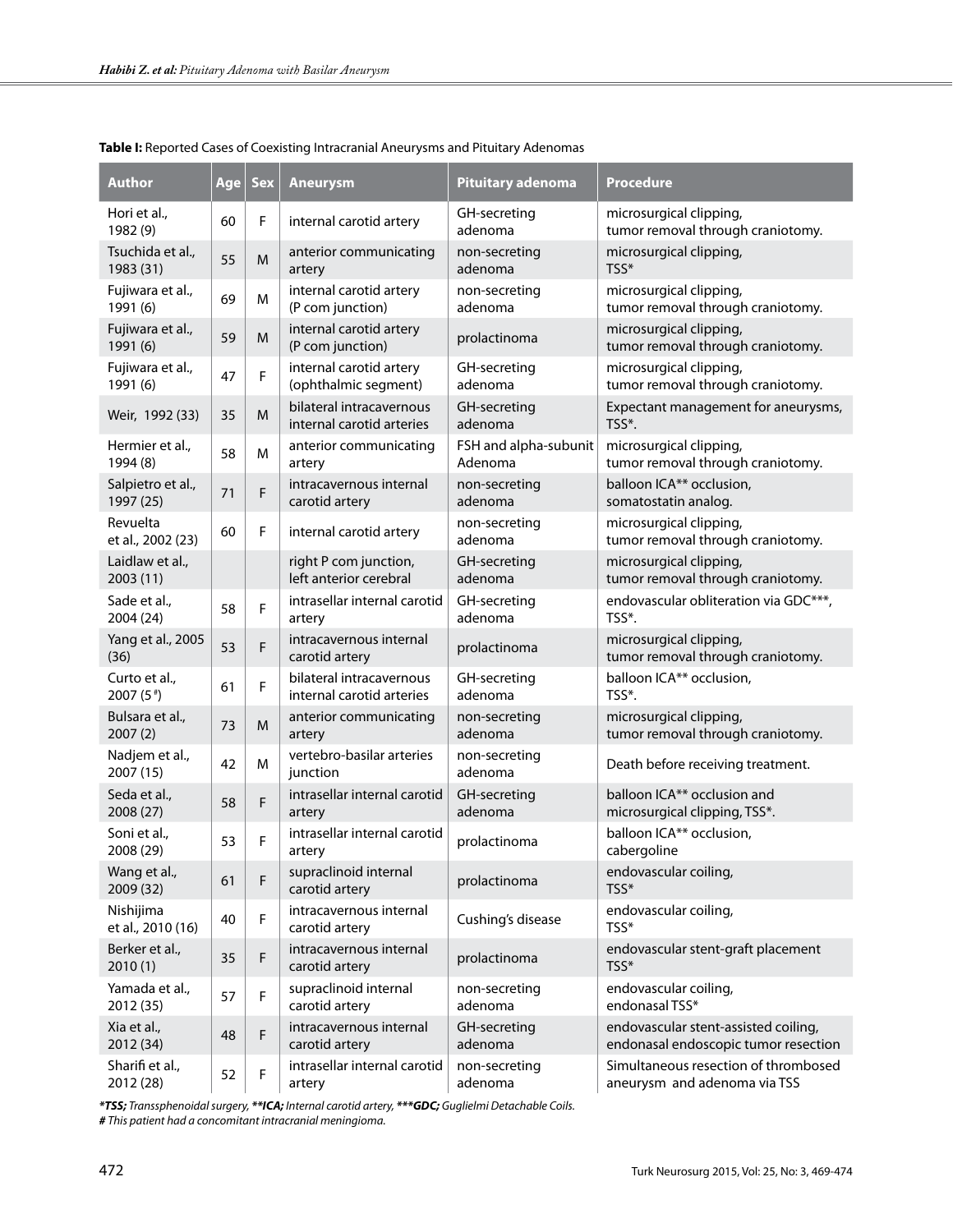**Table I:** Reported Cases of Coexisting Intracranial Aneurysms and Pituitary Adenomas

| Author | Age | Sex | Aneurysm | Pituitary adenoma | Procedure |
|---|---|---|---|---|---|
| Hori et al., 1982 (9) | 60 | F | internal carotid artery | GH-secreting adenoma | microsurgical clipping, tumor removal through craniotomy. |
| Tsuchida et al., 1983 (31) | 55 | M | anterior communicating artery | non-secreting adenoma | microsurgical clipping, TSS* |
| Fujiwara et al., 1991 (6) | 69 | M | internal carotid artery (P com junction) | non-secreting adenoma | microsurgical clipping, tumor removal through craniotomy. |
| Fujiwara et al., 1991 (6) | 59 | M | internal carotid artery (P com junction) | prolactinoma | microsurgical clipping, tumor removal through craniotomy. |
| Fujiwara et al., 1991 (6) | 47 | F | internal carotid artery (ophthalmic segment) | GH-secreting adenoma | microsurgical clipping, tumor removal through craniotomy. |
| Weir, 1992 (33) | 35 | M | bilateral intracavernous internal carotid arteries | GH-secreting adenoma | Expectant management for aneurysms, TSS*. |
| Hermier et al., 1994 (8) | 58 | M | anterior communicating artery | FSH and alpha-subunit Adenoma | microsurgical clipping, tumor removal through craniotomy. |
| Salpietro et al., 1997 (25) | 71 | F | intracavernous internal carotid artery | non-secreting adenoma | balloon ICA** occlusion, somatostatin analog. |
| Revuelta et al., 2002 (23) | 60 | F | internal carotid artery | non-secreting adenoma | microsurgical clipping, tumor removal through craniotomy. |
| Laidlaw et al., 2003 (11) | | | right P com junction, left anterior cerebral | GH-secreting adenoma | microsurgical clipping, tumor removal through craniotomy. |
| Sade et al., 2004 (24) | 58 | F | intrasellar internal carotid artery | GH-secreting adenoma | endovascular obliteration via GDC***, TSS*. |
| Yang et al., 2005 (36) | 53 | F | intracavernous internal carotid artery | prolactinoma | microsurgical clipping, tumor removal through craniotomy. |
| Curto et al., 2007 (5#) | 61 | F | bilateral intracavernous internal carotid arteries | GH-secreting adenoma | balloon ICA** occlusion, TSS*. |
| Bulsara et al., 2007 (2) | 73 | M | anterior communicating artery | non-secreting adenoma | microsurgical clipping, tumor removal through craniotomy. |
| Nadjem et al., 2007 (15) | 42 | M | vertebro-basilar arteries junction | non-secreting adenoma | Death before receiving treatment. |
| Seda et al., 2008 (27) | 58 | F | intrasellar internal carotid artery | GH-secreting adenoma | balloon ICA** occlusion and microsurgical clipping, TSS*. |
| Soni et al., 2008 (29) | 53 | F | intrasellar internal carotid artery | prolactinoma | balloon ICA** occlusion, cabergoline |
| Wang et al., 2009 (32) | 61 | F | supraclinoid internal carotid artery | prolactinoma | endovascular coiling, TSS* |
| Nishijima et al., 2010 (16) | 40 | F | intracavernous internal carotid artery | Cushing's disease | endovascular coiling, TSS* |
| Berker et al., 2010 (1) | 35 | F | intracavernous internal carotid artery | prolactinoma | endovascular stent-graft placement TSS* |
| Yamada et al., 2012 (35) | 57 | F | supraclinoid internal carotid artery | non-secreting adenoma | endovascular coiling, endonasal TSS* |
| Xia et al., 2012 (34) | 48 | F | intracavernous internal carotid artery | GH-secreting adenoma | endovascular stent-assisted coiling, endonasal endoscopic tumor resection |
| Sharifi et al., 2012 (28) | 52 | F | intrasellar internal carotid artery | non-secreting adenoma | Simultaneous resection of thrombosed aneurysm and adenoma via TSS |

***TSS;** Transsphenoidal surgery, ****ICA;** Internal carotid artery, *****GDC;** Guglielmi Detachable Coils.
**#** This patient had a concomitant intracranial meningioma.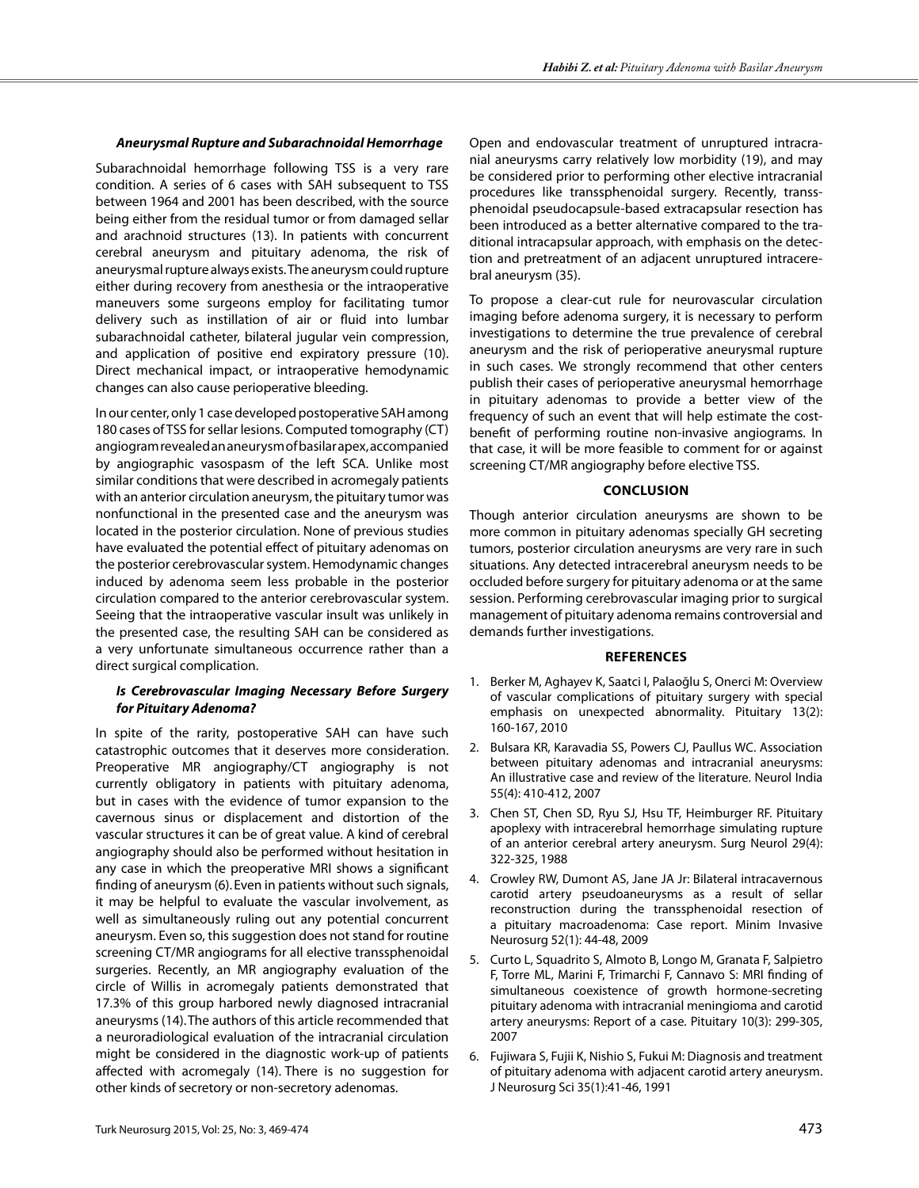### *Aneurysmal Rupture and Subarachnoidal Hemorrhage*

Subarachnoidal hemorrhage following TSS is a very rare condition. A series of 6 cases with SAH subsequent to TSS between 1964 and 2001 has been described, with the source being either from the residual tumor or from damaged sellar and arachnoid structures (13). In patients with concurrent cerebral aneurysm and pituitary adenoma, the risk of aneurysmal rupture always exists. The aneurysm could rupture either during recovery from anesthesia or the intraoperative maneuvers some surgeons employ for facilitating tumor delivery such as instillation of air or fluid into lumbar subarachnoidal catheter, bilateral jugular vein compression, and application of positive end expiratory pressure (10). Direct mechanical impact, or intraoperative hemodynamic changes can also cause perioperative bleeding.

In our center, only 1 case developed postoperative SAH among 180 cases of TSS for sellar lesions. Computed tomography (CT) angiogram revealed an aneurysm of basilar apex, accompanied by angiographic vasospasm of the left SCA. Unlike most similar conditions that were described in acromegaly patients with an anterior circulation aneurysm, the pituitary tumor was nonfunctional in the presented case and the aneurysm was located in the posterior circulation. None of previous studies have evaluated the potential effect of pituitary adenomas on the posterior cerebrovascular system. Hemodynamic changes induced by adenoma seem less probable in the posterior circulation compared to the anterior cerebrovascular system. Seeing that the intraoperative vascular insult was unlikely in the presented case, the resulting SAH can be considered as a very unfortunate simultaneous occurrence rather than a direct surgical complication.

### *Is Cerebrovascular Imaging Necessary Before Surgery for Pituitary Adenoma?*

In spite of the rarity, postoperative SAH can have such catastrophic outcomes that it deserves more consideration. Preoperative MR angiography/CT angiography is not currently obligatory in patients with pituitary adenoma, but in cases with the evidence of tumor expansion to the cavernous sinus or displacement and distortion of the vascular structures it can be of great value. A kind of cerebral angiography should also be performed without hesitation in any case in which the preoperative MRI shows a significant finding of aneurysm (6). Even in patients without such signals, it may be helpful to evaluate the vascular involvement, as well as simultaneously ruling out any potential concurrent aneurysm. Even so, this suggestion does not stand for routine screening CT/MR angiograms for all elective transsphenoidal surgeries. Recently, an MR angiography evaluation of the circle of Willis in acromegaly patients demonstrated that 17.3% of this group harbored newly diagnosed intracranial aneurysms (14). The authors of this article recommended that a neuroradiological evaluation of the intracranial circulation might be considered in the diagnostic work-up of patients affected with acromegaly (14). There is no suggestion for other kinds of secretory or non-secretory adenomas.

Open and endovascular treatment of unruptured intracranial aneurysms carry relatively low morbidity (19), and may be considered prior to performing other elective intracranial procedures like transsphenoidal surgery. Recently, transsphenoidal pseudocapsule-based extracapsular resection has been introduced as a better alternative compared to the traditional intracapsular approach, with emphasis on the detection and pretreatment of an adjacent unruptured intracerebral aneurysm (35).

To propose a clear-cut rule for neurovascular circulation imaging before adenoma surgery, it is necessary to perform investigations to determine the true prevalence of cerebral aneurysm and the risk of perioperative aneurysmal rupture in such cases. We strongly recommend that other centers publish their cases of perioperative aneurysmal hemorrhage in pituitary adenomas to provide a better view of the frequency of such an event that will help estimate the cost-benefit of performing routine non-invasive angiograms. In that case, it will be more feasible to comment for or against screening CT/MR angiography before elective TSS.

## CONCLUSION

Though anterior circulation aneurysms are shown to be more common in pituitary adenomas specially GH secreting tumors, posterior circulation aneurysms are very rare in such situations. Any detected intracerebral aneurysm needs to be occluded before surgery for pituitary adenoma or at the same session. Performing cerebrovascular imaging prior to surgical management of pituitary adenoma remains controversial and demands further investigations.

## REFERENCES

1. Berker M, Aghayev K, Saatci I, Palaoğlu S, Onerci M: Overview of vascular complications of pituitary surgery with special emphasis on unexpected abnormality. Pituitary 13(2): 160-167, 2010
2. Bulsara KR, Karavadia SS, Powers CJ, Paullus WC. Association between pituitary adenomas and intracranial aneurysms: An illustrative case and review of the literature. Neurol India 55(4): 410-412, 2007
3. Chen ST, Chen SD, Ryu SJ, Hsu TF, Heimburger RF. Pituitary apoplexy with intracerebral hemorrhage simulating rupture of an anterior cerebral artery aneurysm. Surg Neurol 29(4): 322-325, 1988
4. Crowley RW, Dumont AS, Jane JA Jr: Bilateral intracavernous carotid artery pseudoaneurysms as a result of sellar reconstruction during the transsphenoidal resection of a pituitary macroadenoma: Case report. Minim Invasive Neurosurg 52(1): 44-48, 2009
5. Curto L, Squadrito S, Almoto B, Longo M, Granata F, Salpietro F, Torre ML, Marini F, Trimarchi F, Cannavo S: MRI finding of simultaneous coexistence of growth hormone-secreting pituitary adenoma with intracranial meningioma and carotid artery aneurysms: Report of a case. Pituitary 10(3): 299-305, 2007
6. Fujiwara S, Fujii K, Nishio S, Fukui M: Diagnosis and treatment of pituitary adenoma with adjacent carotid artery aneurysm. J Neurosurg Sci 35(1):41-46, 1991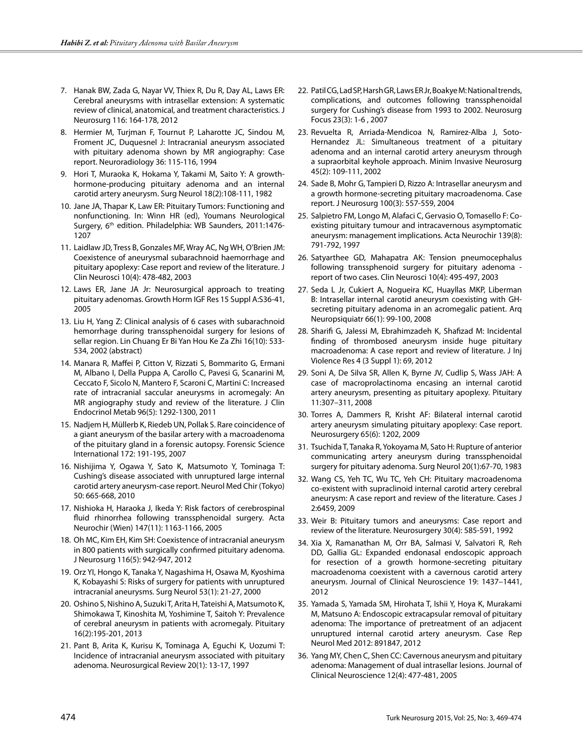7. Hanak BW, Zada G, Nayar VV, Thiex R, Du R, Day AL, Laws ER: Cerebral aneurysms with intrasellar extension: A systematic review of clinical, anatomical, and treatment characteristics. J Neurosurg 116: 164-178, 2012
8. Hermier M, Turjman F, Tournut P, Laharotte JC, Sindou M, Froment JC, Duquesnel J: Intracranial aneurysm associated with pituitary adenoma shown by MR angiography: Case report. Neuroradiology 36: 115-116, 1994
9. Hori T, Muraoka K, Hokama Y, Takami M, Saito Y: A growth-hormone-producing pituitary adenoma and an internal carotid artery aneurysm. Surg Neurol 18(2):108-111, 1982
10. Jane JA, Thapar K, Law ER: Pituitary Tumors: Functioning and nonfunctioning. In: Winn HR (ed), Youmans Neurological Surgery, 6th edition. Philadelphia: WB Saunders, 2011:1476-1207
11. Laidlaw JD, Tress B, Gonzales MF, Wray AC, Ng WH, O'Brien JM: Coexistence of aneurysmal subarachnoid haemorrhage and pituitary apoplexy: Case report and review of the literature. J Clin Neurosci 10(4): 478-482, 2003
12. Laws ER, Jane JA Jr: Neurosurgical approach to treating pituitary adenomas. Growth Horm IGF Res 15 Suppl A:S36-41, 2005
13. Liu H, Yang Z: Clinical analysis of 6 cases with subarachnoid hemorrhage during transsphenoidal surgery for lesions of sellar region. Lin Chuang Er Bi Yan Hou Ke Za Zhi 16(10): 533-534, 2002 (abstract)
14. Manara R, Maffei P, Citton V, Rizzati S, Bommarito G, Ermani M, Albano I, Della Puppa A, Carollo C, Pavesi G, Scanarini M, Ceccato F, Sicolo N, Mantero F, Scaroni C, Martini C: Increased rate of intracranial saccular aneurysms in acromegaly: An MR angiography study and review of the literature. J Clin Endocrinol Metab 96(5): 1292-1300, 2011
15. Nadjem H, Müllerb K, Riedeb UN, Pollak S. Rare coincidence of a giant aneurysm of the basilar artery with a macroadenoma of the pituitary gland in a forensic autopsy. Forensic Science International 172: 191-195, 2007
16. Nishijima Y, Ogawa Y, Sato K, Matsumoto Y, Tominaga T: Cushing's disease associated with unruptured large internal carotid artery aneurysm-case report. Neurol Med Chir (Tokyo) 50: 665-668, 2010
17. Nishioka H, Haraoka J, Ikeda Y: Risk factors of cerebrospinal fluid rhinorrhea following transsphenoidal surgery. Acta Neurochir (Wien) 147(11): 1163-1166, 2005
18. Oh MC, Kim EH, Kim SH: Coexistence of intracranial aneurysm in 800 patients with surgically confirmed pituitary adenoma. J Neurosurg 116(5): 942-947, 2012
19. Orz YI, Hongo K, Tanaka Y, Nagashima H, Osawa M, Kyoshima K, Kobayashi S: Risks of surgery for patients with unruptured intracranial aneurysms. Surg Neurol 53(1): 21-27, 2000
20. Oshino S, Nishino A, Suzuki T, Arita H, Tateishi A, Matsumoto K, Shimokawa T, Kinoshita M, Yoshimine T, Saitoh Y: Prevalence of cerebral aneurysm in patients with acromegaly. Pituitary 16(2):195-201, 2013
21. Pant B, Arita K, Kurisu K, Tominaga A, Eguchi K, Uozumi T: Incidence of intracranial aneurysm associated with pituitary adenoma. Neurosurgical Review 20(1): 13-17, 1997
22. Patil CG, Lad SP, Harsh GR, Laws ER Jr, Boakye M: National trends, complications, and outcomes following transsphenoidal surgery for Cushing's disease from 1993 to 2002. Neurosurg Focus 23(3): 1-6 , 2007
23. Revuelta R, Arriada-Mendicoa N, Ramirez-Alba J, Soto-Hernandez JL: Simultaneous treatment of a pituitary adenoma and an internal carotid artery aneurysm through a supraorbital keyhole approach. Minim Invasive Neurosurg 45(2): 109-111, 2002
24. Sade B, Mohr G, Tampieri D, Rizzo A: Intrasellar aneurysm and a growth hormone-secreting pituitary macroadenoma. Case report. J Neurosurg 100(3): 557-559, 2004
25. Salpietro FM, Longo M, Alafaci C, Gervasio O, Tomasello F: Co-existing pituitary tumour and intracavernous asymptomatic aneurysm: management implications. Acta Neurochir 139(8): 791-792, 1997
26. Satyarthee GD, Mahapatra AK: Tension pneumocephalus following transsphenoid surgery for pituitary adenoma - report of two cases. Clin Neurosci 10(4): 495-497, 2003
27. Seda L Jr, Cukiert A, Nogueira KC, Huayllas MKP, Liberman B: Intrasellar internal carotid aneurysm coexisting with GH-secreting pituitary adenoma in an acromegalic patient. Arq Neuropsiquiatr 66(1): 99-100, 2008
28. Sharifi G, Jalessi M, Ebrahimzadeh K, Shafizad M: Incidental finding of thrombosed aneurysm inside huge pituitary macroadenoma: A case report and review of literature. J Inj Violence Res 4 (3 Suppl 1): 69, 2012
29. Soni A, De Silva SR, Allen K, Byrne JV, Cudlip S, Wass JAH: A case of macroprolactinoma encasing an internal carotid artery aneurysm, presenting as pituitary apoplexy. Pituitary 11:307–311, 2008
30. Torres A, Dammers R, Krisht AF: Bilateral internal carotid artery aneurysm simulating pituitary apoplexy: Case report. Neurosurgery 65(6): 1202, 2009
31. Tsuchida T, Tanaka R, Yokoyama M, Sato H: Rupture of anterior communicating artery aneurysm during transsphenoidal surgery for pituitary adenoma. Surg Neurol 20(1):67-70, 1983
32. Wang CS, Yeh TC, Wu TC, Yeh CH: Pituitary macroadenoma co-existent with supraclinoid internal carotid artery cerebral aneurysm: A case report and review of the literature. Cases J 2:6459, 2009
33. Weir B: Pituitary tumors and aneurysms: Case report and review of the literature. Neurosurgery 30(4): 585-591, 1992
34. Xia X, Ramanathan M, Orr BA, Salmasi V, Salvatori R, Reh DD, Gallia GL: Expanded endonasal endoscopic approach for resection of a growth hormone-secreting pituitary macroadenoma coexistent with a cavernous carotid artery aneurysm. Journal of Clinical Neuroscience 19: 1437–1441, 2012
35. Yamada S, Yamada SM, Hirohata T, Ishii Y, Hoya K, Murakami M, Matsuno A: Endoscopic extracapsular removal of pituitary adenoma: The importance of pretreatment of an adjacent unruptured internal carotid artery aneurysm. Case Rep Neurol Med 2012: 891847, 2012
36. Yang MY, Chen C, Shen CC: Cavernous aneurysm and pituitary adenoma: Management of dual intrasellar lesions. Journal of Clinical Neuroscience 12(4): 477-481, 2005